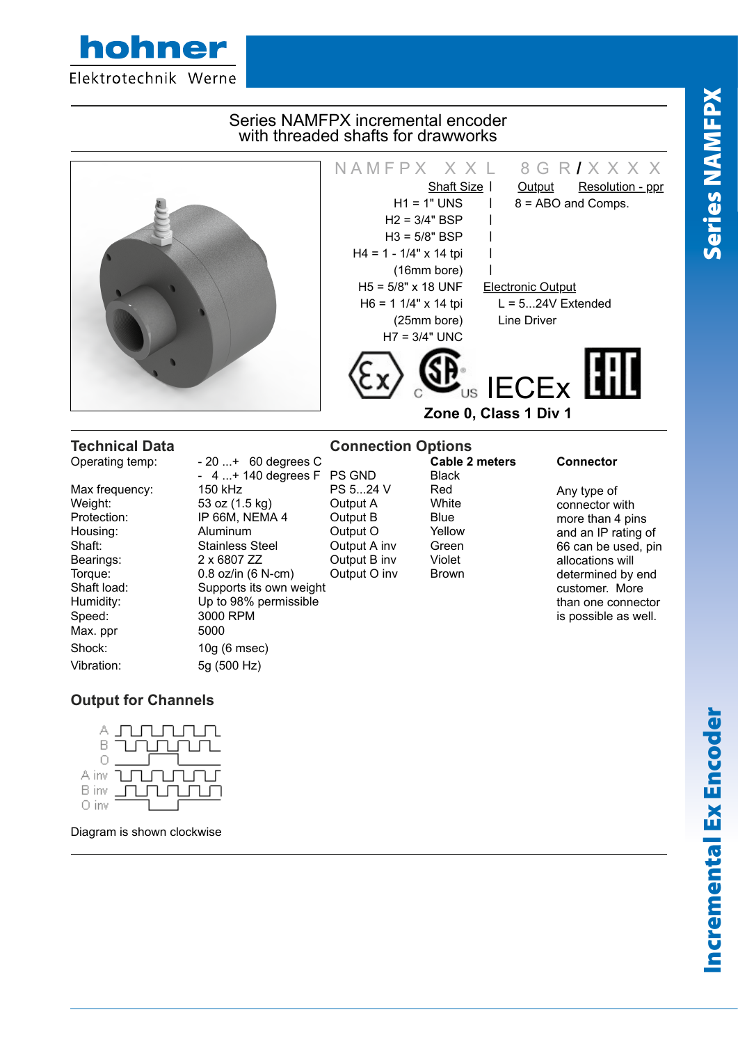# Series NAMFPX incremental encoder with threaded shafts for drawworks

**N A M F P X  X X L  8 G R / X X X X**

**Shaft Size**

- H1 = 1" UNS
- H2 = 3/4" BSP
- H3 = 5/8" BSP
- H4 = 1 - 1/4" x 14 tpi (16mm bore)
- H5 = 5/8" x 18 UNF
- H6 = 1 1/4" x 14 tpi (25mm bore)
- H7 = 3/4" UNC

**Output**

- 8 = ABO and Comps.

**Resolution - ppr**

**Electronic Output**

- L = 5...24V Extended Line Driver

IECEx

**Zone 0, Class 1 Div 1**

## Technical Data

| | |
|---|---|
| Operating temp: | - 20 ...+ 60 degrees C<br>- 4 ...+ 140 degrees F |
| Max frequency: | 150 kHz |
| Weight: | 53 oz (1.5 kg) |
| Protection: | IP 66M, NEMA 4 |
| Housing: | Aluminum |
| Shaft: | Stainless Steel |
| Bearings: | 2 x 6807 ZZ |
| Torque: | 0.8 oz/in (6 N-cm) |
| Shaft load: | Supports its own weight |
| Humidity: | Up to 98% permissible |
| Speed: | 3000 RPM |
| Max. ppr | 5000 |
| Shock: | 10g (6 msec) |
| Vibration: | 5g (500 Hz) |

## Connection Options

| | Cable 2 meters |
|---|---|
| PS GND | Black |
| PS 5...24 V | Red |
| Output A | White |
| Output B | Blue |
| Output O | Yellow |
| Output A inv | Green |
| Output B inv | Violet |
| Output O inv | Brown |

**Connector**

Any type of connector with more than 4 pins and an IP rating of 66 can be used, pin allocations will determined by end customer. More than one connector is possible as well.

## Output for Channels

A, B, O, A inv, B inv, O inv

Diagram is shown clockwise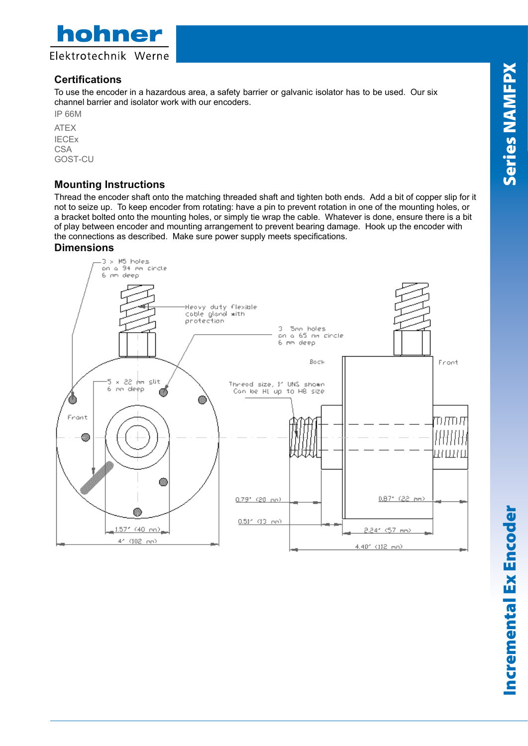## Certifications

To use the encoder in a hazardous area, a safety barrier or galvanic isolator has to be used. Our six channel barrier and isolator work with our encoders.

IP 66M

ATEX
IECEx
CSA
GOST-CU

## Mounting Instructions

Thread the encoder shaft onto the matching threaded shaft and tighten both ends. Add a bit of copper slip for it not to seize up. To keep encoder from rotating: have a pin to prevent rotation in one of the mounting holes, or a bracket bolted onto the mounting holes, or simply tie wrap the cable. Whatever is done, ensure there is a bit of play between encoder and mounting arrangement to prevent bearing damage. Hook up the encoder with the connections as described. Make sure power supply meets specifications.

## Dimensions

3 x M5 holes
on a 94 mm circle
6 mm deep

Heavy duty flexible
cable gland with
protection

3 5mm holes
on a 65 mm circle
6 mm deep

Back

Front

5 x 22 mm slit
6 mm deep

Thread size, 1" UNS shown
Can be HI up to H8 size

Front

0.79" (20 mm)

0.87" (22 mm)

0.51" (13 mm)

1.57" (40 mm)

2.24" (57 mm)

4" (102 mm)

4.40" (112 mm)